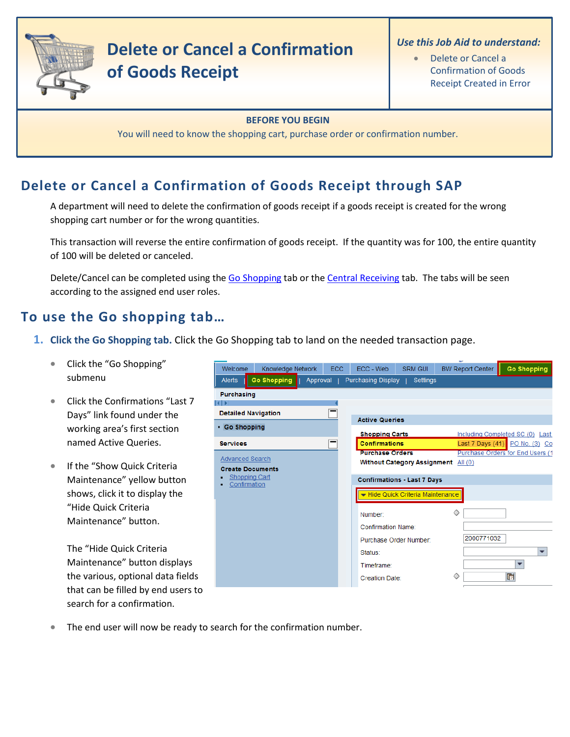# Delete or Cancel a Confirmation of Goods Receipt

*Use this Job Aid to understand:*

- Delete or Cancel a Confirmation of Goods Receipt Created in Error

**BEFORE YOU BEGIN**

You will need to know the shopping cart, purchase order or confirmation number.

## Delete or Cancel a Confirmation of Goods Receipt through SAP

A department will need to delete the confirmation of goods receipt if a goods receipt is created for the wrong shopping cart number or for the wrong quantities.

This transaction will reverse the entire confirmation of goods receipt. If the quantity was for 100, the entire quantity of 100 will be deleted or canceled.

Delete/Cancel can be completed using the Go Shopping tab or the Central Receiving tab. The tabs will be seen according to the assigned end user roles.

## To use the Go shopping tab…

1. **Click the Go Shopping tab.** Click the Go Shopping tab to land on the needed transaction page.

   - Click the "Go Shopping" submenu
   - Click the Confirmations "Last 7 Days" link found under the working area's first section named Active Queries.
   - If the "Show Quick Criteria Maintenance" yellow button shows, click it to display the "Hide Quick Criteria Maintenance" button.

     The "Hide Quick Criteria Maintenance" button displays the various, optional data fields that can be filled by end users to search for a confirmation.

   - The end user will now be ready to search for the confirmation number.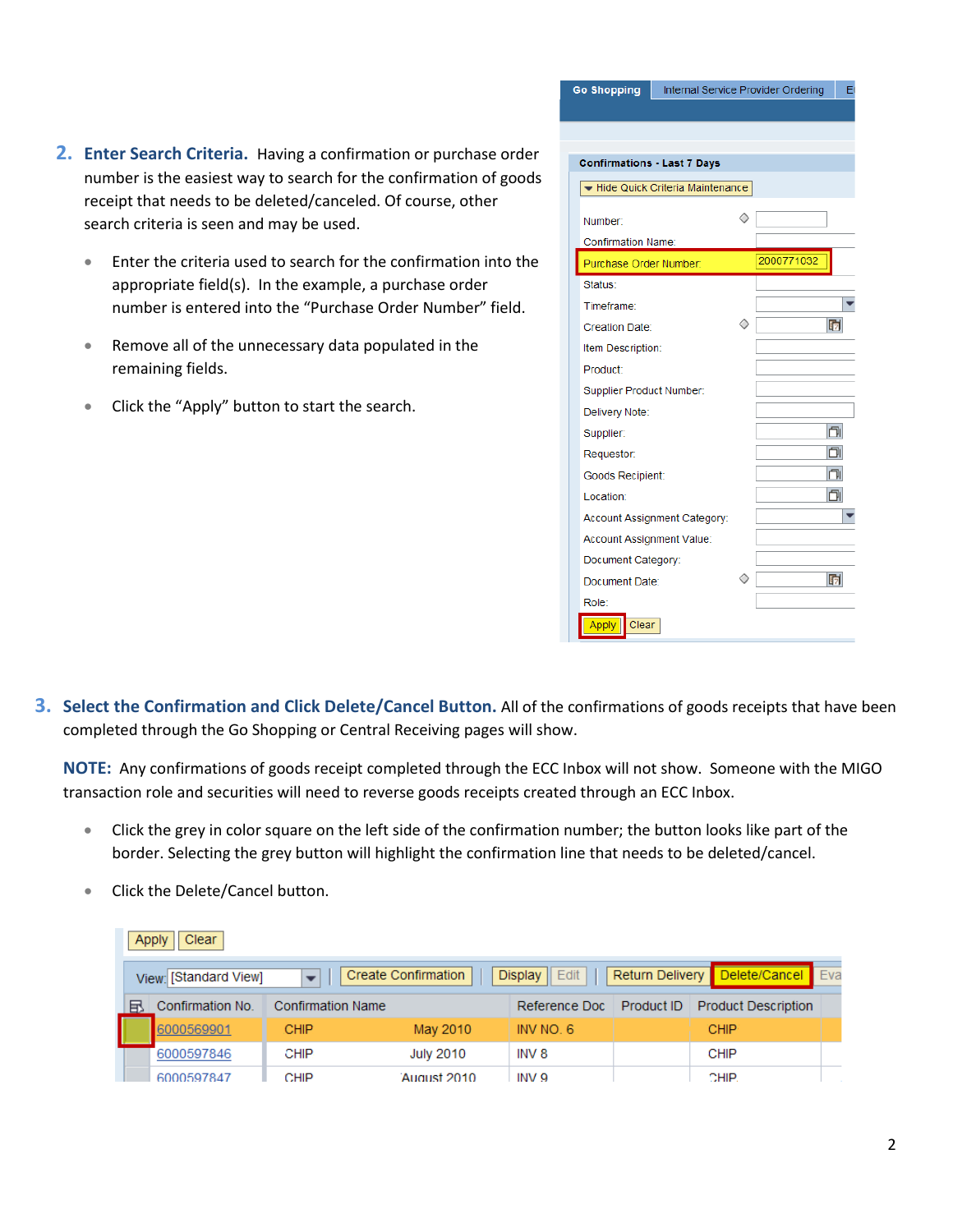2. **Enter Search Criteria.** Having a confirmation or purchase order number is the easiest way to search for the confirmation of goods receipt that needs to be deleted/canceled. Of course, other search criteria is seen and may be used.

   - Enter the criteria used to search for the confirmation into the appropriate field(s). In the example, a purchase order number is entered into the "Purchase Order Number" field.
   - Remove all of the unnecessary data populated in the remaining fields.
   - Click the "Apply" button to start the search.

3. **Select the Confirmation and Click Delete/Cancel Button.** All of the confirmations of goods receipts that have been completed through the Go Shopping or Central Receiving pages will show.

   **NOTE:** Any confirmations of goods receipt completed through the ECC Inbox will not show. Someone with the MIGO transaction role and securities will need to reverse goods receipts created through an ECC Inbox.

   - Click the grey in color square on the left side of the confirmation number; the button looks like part of the border. Selecting the grey button will highlight the confirmation line that needs to be deleted/cancel.
   - Click the Delete/Cancel button.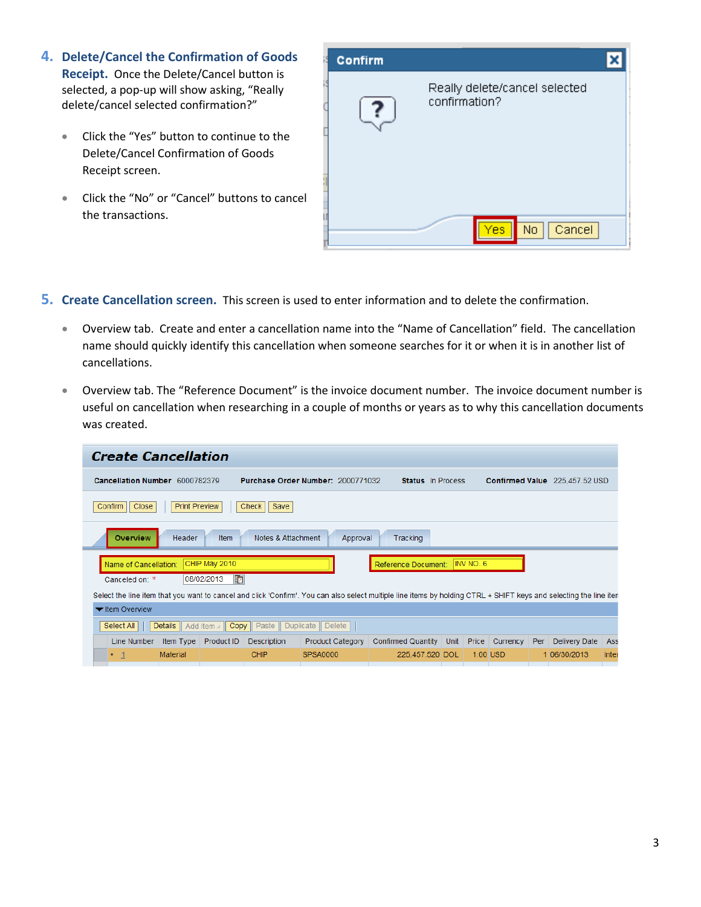4. **Delete/Cancel the Confirmation of Goods Receipt.** Once the Delete/Cancel button is selected, a pop-up will show asking, "Really delete/cancel selected confirmation?"

   - Click the "Yes" button to continue to the Delete/Cancel Confirmation of Goods Receipt screen.
   - Click the "No" or "Cancel" buttons to cancel the transactions.

5. **Create Cancellation screen.** This screen is used to enter information and to delete the confirmation.

   - Overview tab. Create and enter a cancellation name into the "Name of Cancellation" field. The cancellation name should quickly identify this cancellation when someone searches for it or when it is in another list of cancellations.
   - Overview tab. The "Reference Document" is the invoice document number. The invoice document number is useful on cancellation when researching in a couple of months or years as to why this cancellation documents was created.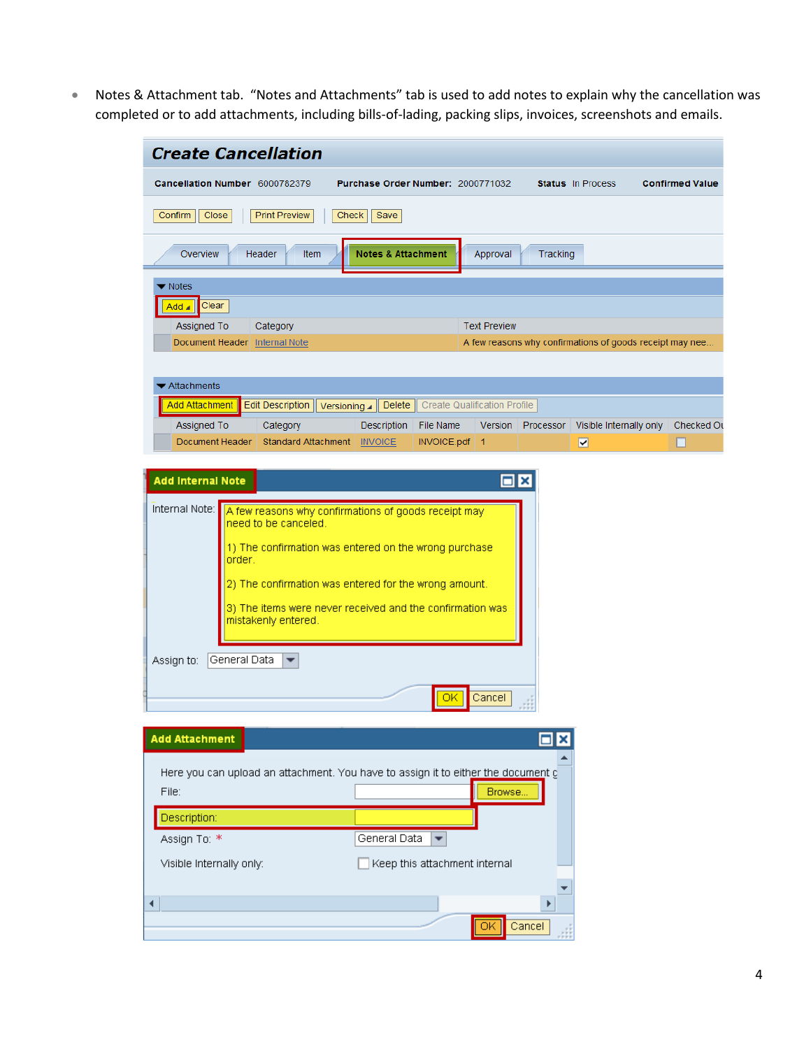- Notes & Attachment tab. "Notes and Attachments" tab is used to add notes to explain why the cancellation was completed or to add attachments, including bills-of-lading, packing slips, invoices, screenshots and emails.

**Create Cancellation**

Cancellation Number 6000782379 Purchase Order Number: 2000771032 Status In Process Confirmed Value

Confirm | Close | Print Preview | Check | Save

Overview | Header | Item | Notes & Attachment | Approval | Tracking

Notes

Add | Clear

| Assigned To | Category | Text Preview |
|---|---|---|
| Document Header | Internal Note | A few reasons why confirmations of goods receipt may nee... |

Attachments

Add Attachment | Edit Description | Versioning | Delete | Create Qualification Profile

| Assigned To | Category | Description | File Name | Version | Processor | Visible Internally only | Checked Ou |
|---|---|---|---|---|---|---|---|
| Document Header | Standard Attachment | INVOICE | INVOICE.pdf | 1 | | ☑ | ☐ |

**Add Internal Note**

Internal Note: A few reasons why confirmations of goods receipt may need to be canceled.

1) The confirmation was entered on the wrong purchase order.

2) The confirmation was entered for the wrong amount.

3) The items were never received and the confirmation was mistakenly entered.

Assign to: General Data

OK | Cancel

**Add Attachment**

Here you can upload an attachment. You have to assign it to either the document g

File: Browse...

Description:

Assign To: * General Data

Visible Internally only: ☐ Keep this attachment internal

OK | Cancel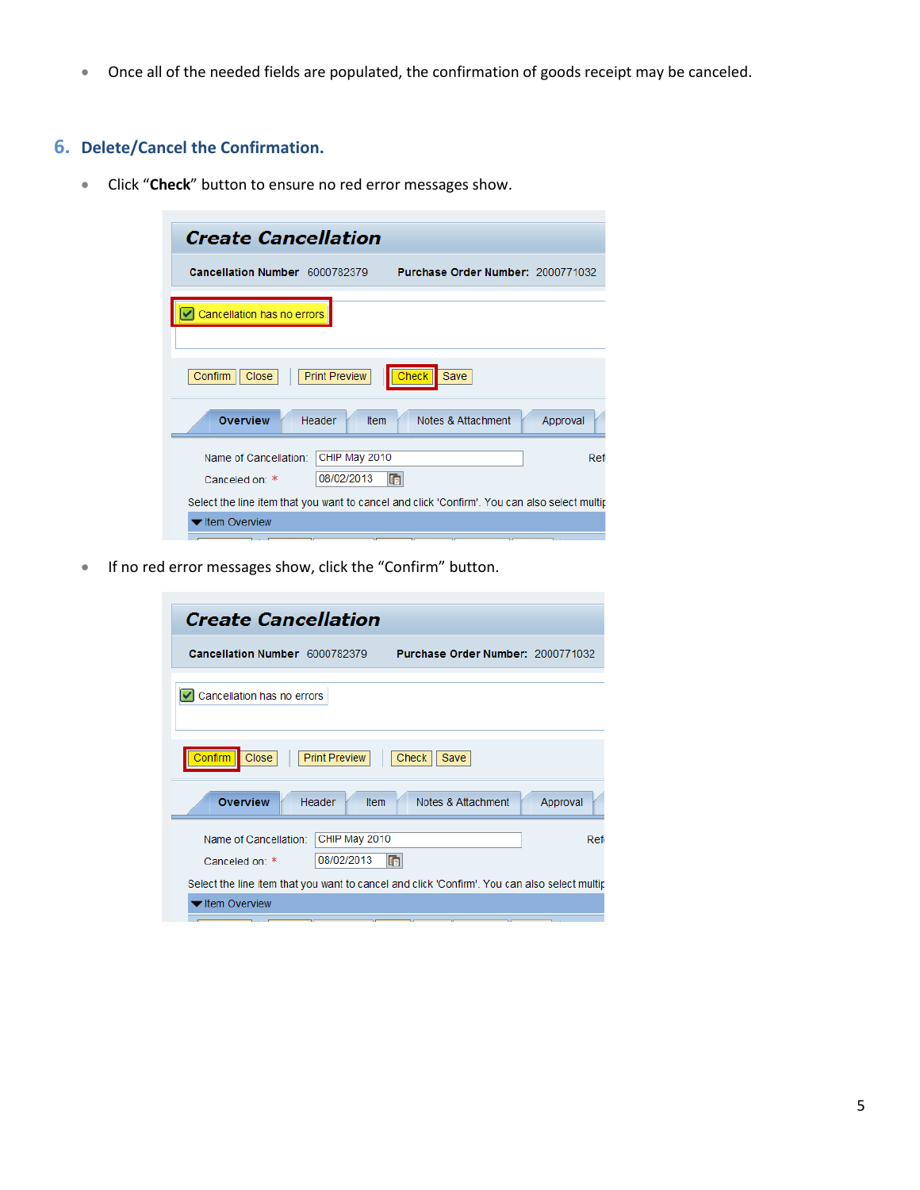- Once all of the needed fields are populated, the confirmation of goods receipt may be canceled.

## 6. Delete/Cancel the Confirmation.

- Click "**Check**" button to ensure no red error messages show.

- If no red error messages show, click the "Confirm" button.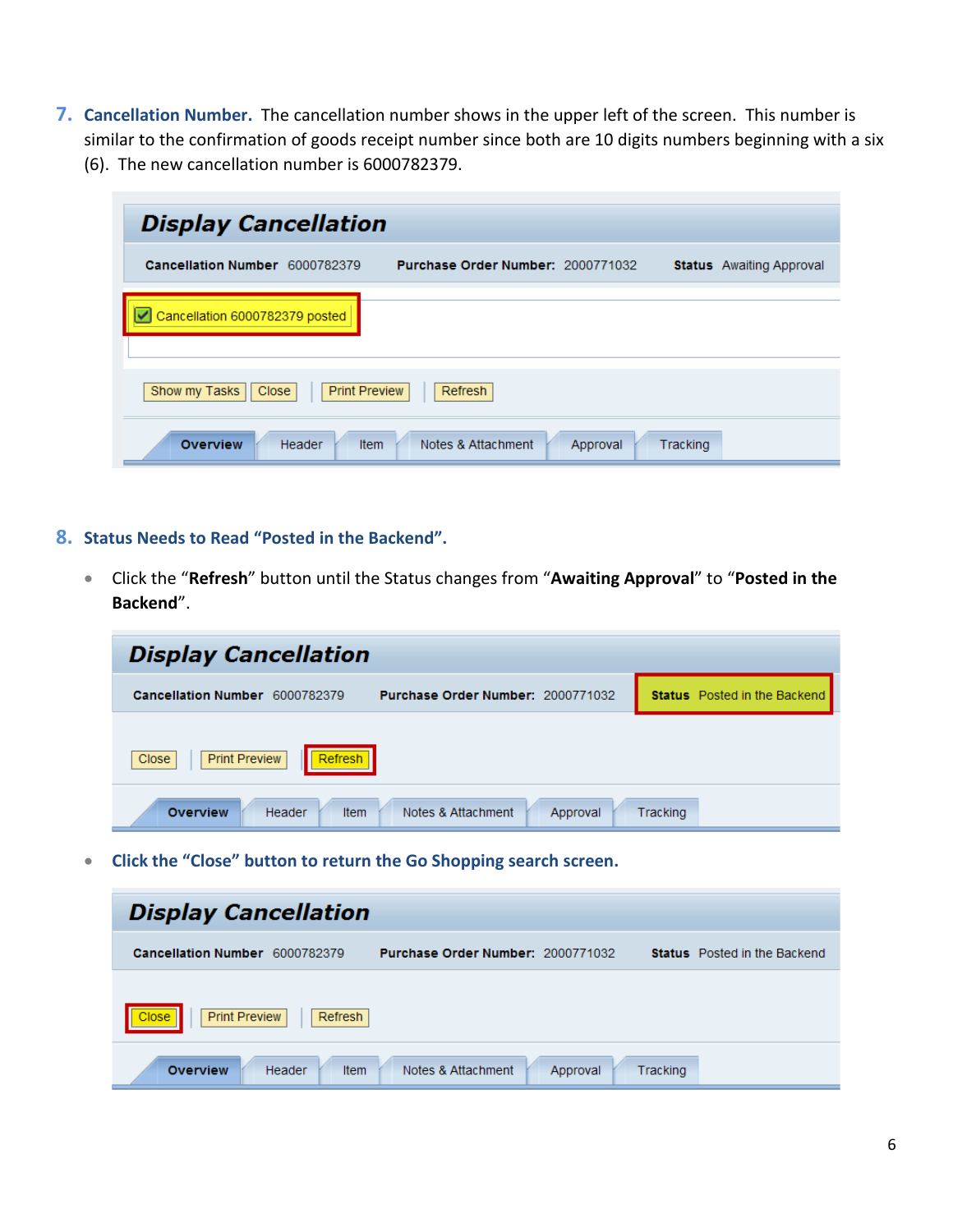7. **Cancellation Number.** The cancellation number shows in the upper left of the screen. This number is similar to the confirmation of goods receipt number since both are 10 digits numbers beginning with a six (6). The new cancellation number is 6000782379.

**Display Cancellation**

**Cancellation Number** 6000782379 **Purchase Order Number:** 2000771032 **Status** Awaiting Approval

Cancellation 6000782379 posted

Show my Tasks | Close | Print Preview | Refresh

Overview | Header | Item | Notes & Attachment | Approval | Tracking

8. **Status Needs to Read "Posted in the Backend".**

- Click the "**Refresh**" button until the Status changes from "**Awaiting Approval**" to "**Posted in the Backend**".

**Display Cancellation**

**Cancellation Number** 6000782379 **Purchase Order Number:** 2000771032 **Status** Posted in the Backend

Close | Print Preview | Refresh

Overview | Header | Item | Notes & Attachment | Approval | Tracking

- **Click the "Close" button to return the Go Shopping search screen.**

**Display Cancellation**

**Cancellation Number** 6000782379 **Purchase Order Number:** 2000771032 **Status** Posted in the Backend

Close | Print Preview | Refresh

Overview | Header | Item | Notes & Attachment | Approval | Tracking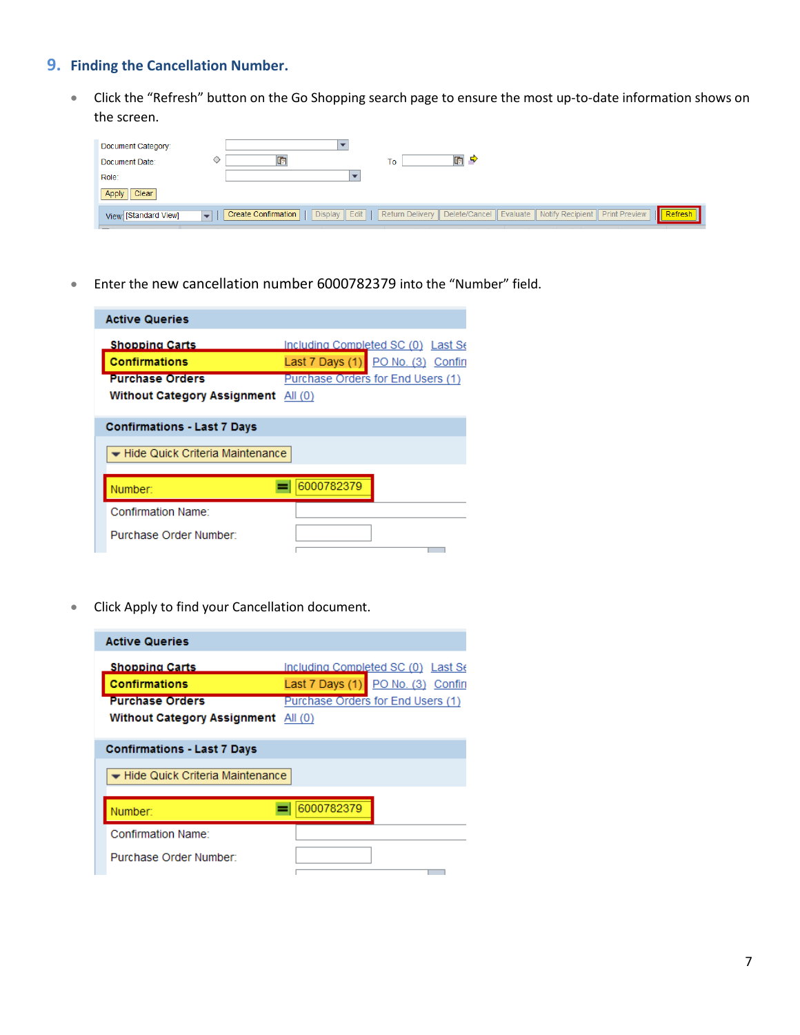## 9. Finding the Cancellation Number.

- Click the "Refresh" button on the Go Shopping search page to ensure the most up-to-date information shows on the screen.

- Enter the new cancellation number 6000782379 into the "Number" field.

- Click Apply to find your Cancellation document.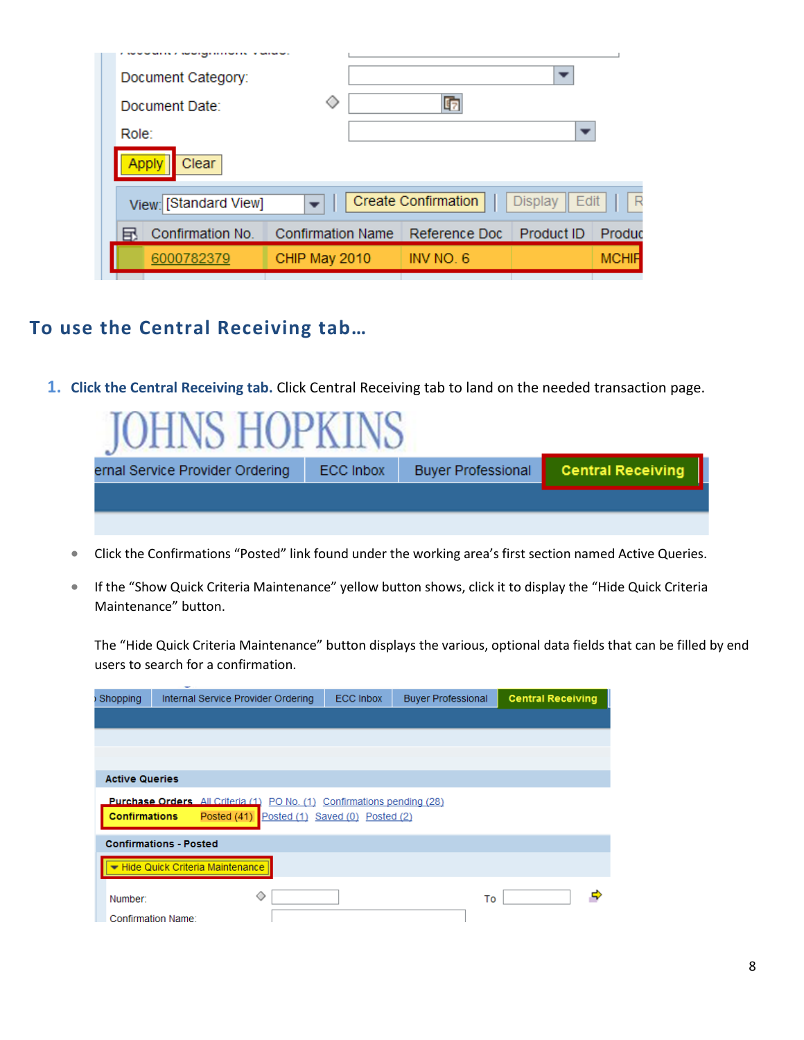## To use the Central Receiving tab…

1. **Click the Central Receiving tab.** Click Central Receiving tab to land on the needed transaction page.

- Click the Confirmations "Posted" link found under the working area's first section named Active Queries.
- If the "Show Quick Criteria Maintenance" yellow button shows, click it to display the "Hide Quick Criteria Maintenance" button.

The "Hide Quick Criteria Maintenance" button displays the various, optional data fields that can be filled by end users to search for a confirmation.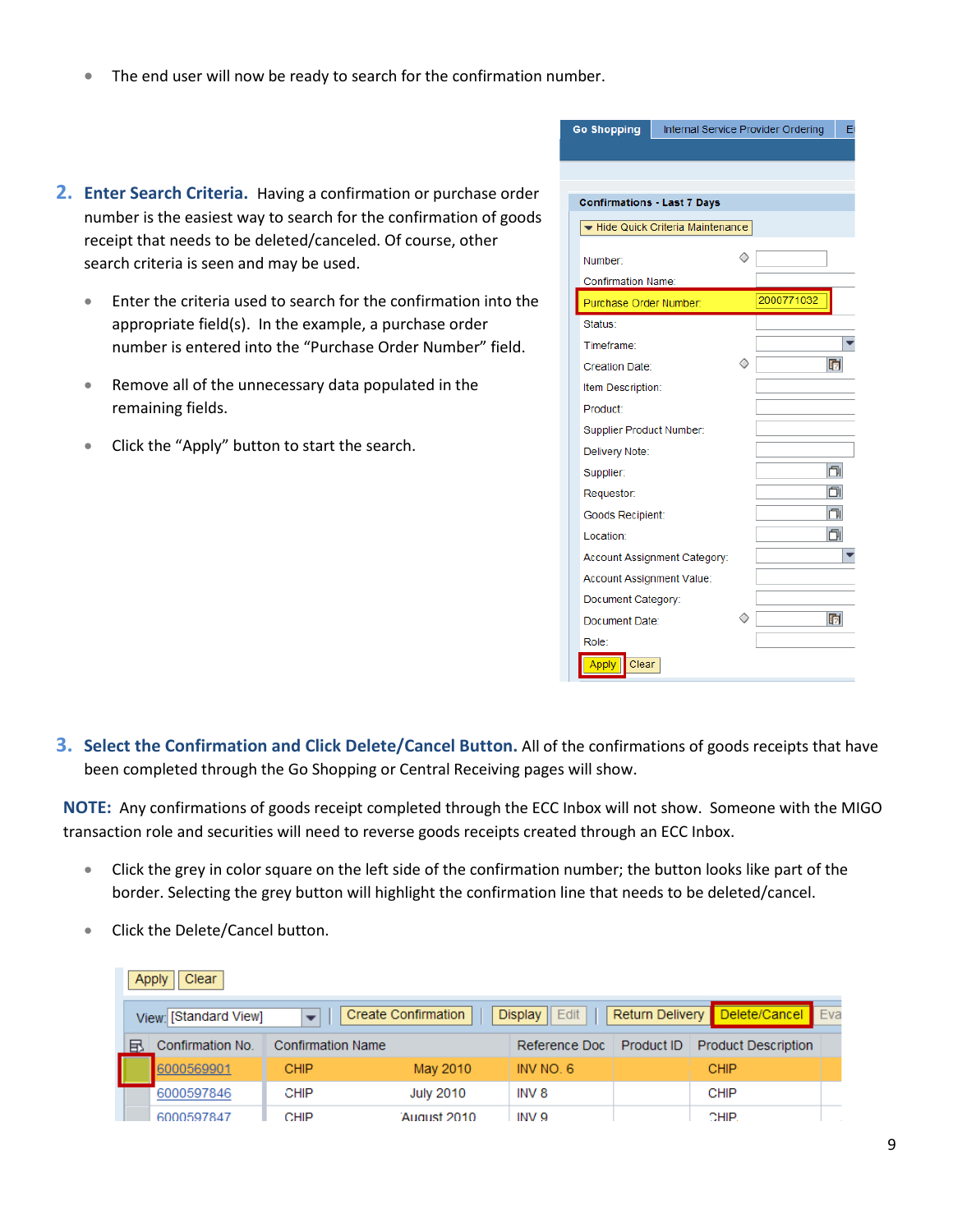- The end user will now be ready to search for the confirmation number.

2. **Enter Search Criteria.** Having a confirmation or purchase order number is the easiest way to search for the confirmation of goods receipt that needs to be deleted/canceled. Of course, other search criteria is seen and may be used.

   - Enter the criteria used to search for the confirmation into the appropriate field(s). In the example, a purchase order number is entered into the "Purchase Order Number" field.
   - Remove all of the unnecessary data populated in the remaining fields.
   - Click the "Apply" button to start the search.

3. **Select the Confirmation and Click Delete/Cancel Button.** All of the confirmations of goods receipts that have been completed through the Go Shopping or Central Receiving pages will show.

**NOTE:** Any confirmations of goods receipt completed through the ECC Inbox will not show. Someone with the MIGO transaction role and securities will need to reverse goods receipts created through an ECC Inbox.

- Click the grey in color square on the left side of the confirmation number; the button looks like part of the border. Selecting the grey button will highlight the confirmation line that needs to be deleted/cancel.
- Click the Delete/Cancel button.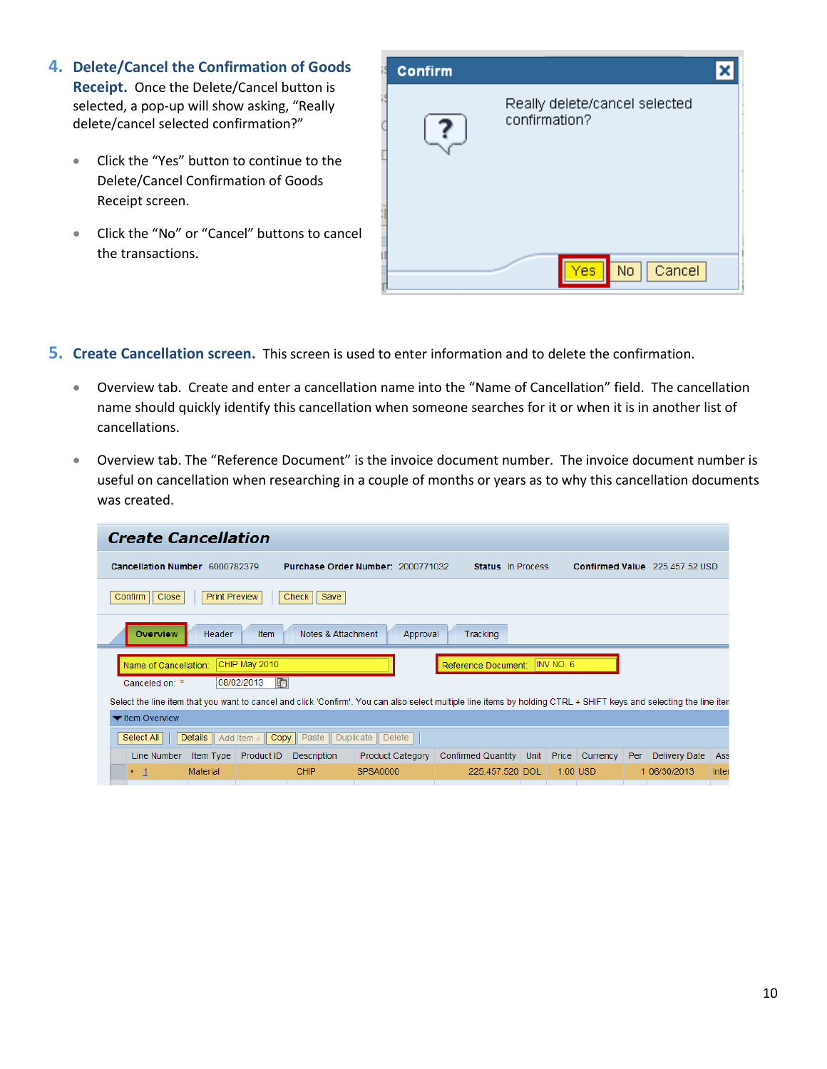4. **Delete/Cancel the Confirmation of Goods Receipt.** Once the Delete/Cancel button is selected, a pop-up will show asking, "Really delete/cancel selected confirmation?"

   - Click the "Yes" button to continue to the Delete/Cancel Confirmation of Goods Receipt screen.
   - Click the "No" or "Cancel" buttons to cancel the transactions.

5. **Create Cancellation screen.** This screen is used to enter information and to delete the confirmation.

   - Overview tab. Create and enter a cancellation name into the "Name of Cancellation" field. The cancellation name should quickly identify this cancellation when someone searches for it or when it is in another list of cancellations.
   - Overview tab. The "Reference Document" is the invoice document number. The invoice document number is useful on cancellation when researching in a couple of months or years as to why this cancellation documents was created.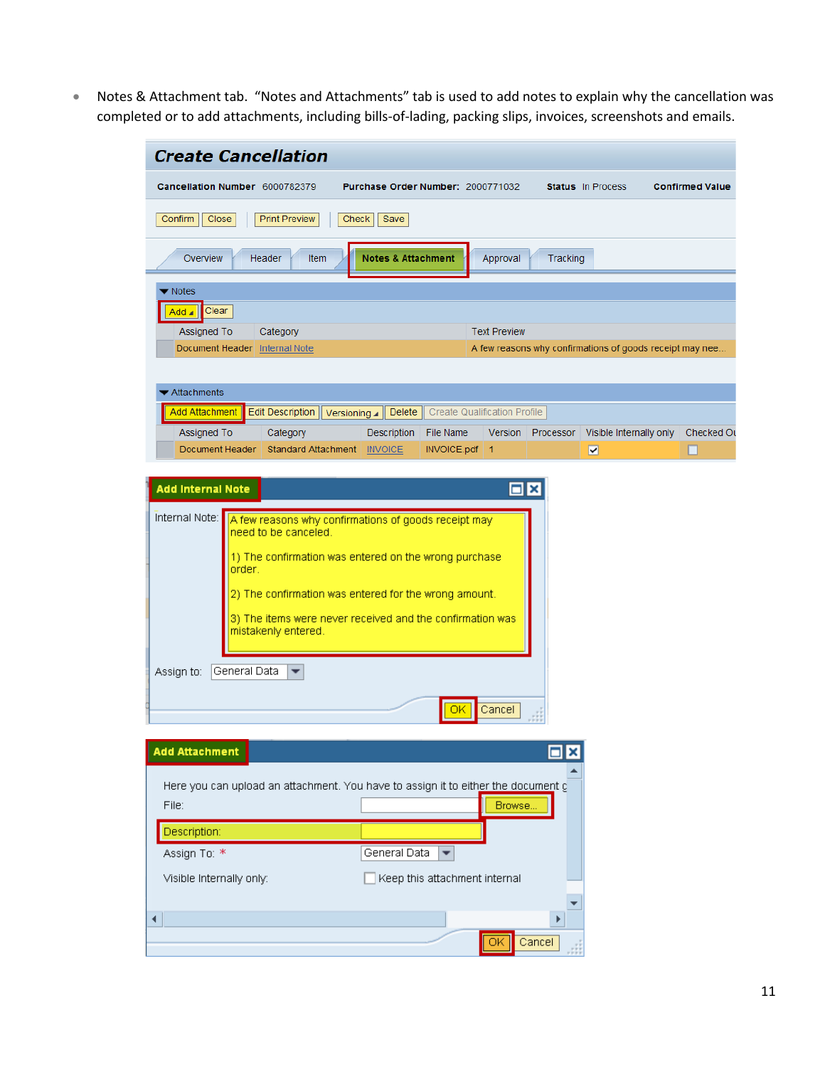- Notes & Attachment tab. "Notes and Attachments" tab is used to add notes to explain why the cancellation was completed or to add attachments, including bills-of-lading, packing slips, invoices, screenshots and emails.

## Create Cancellation

**Cancellation Number** 6000782379 **Purchase Order Number:** 2000771032 **Status** In Process **Confirmed Value**

Confirm | Close | Print Preview | Check | Save

Overview | Header | Item | **Notes & Attachment** | Approval | Tracking

**Notes**

Add | Clear

| Assigned To | Category | Text Preview |
|---|---|---|
| Document Header | Internal Note | A few reasons why confirmations of goods receipt may nee... |

**Attachments**

Add Attachment | Edit Description | Versioning | Delete | Create Qualification Profile

| Assigned To | Category | Description | File Name | Version | Processor | Visible Internally only | Checked Ou |
|---|---|---|---|---|---|---|---|
| Document Header | Standard Attachment | INVOICE | INVOICE.pdf | 1 | | ☑ | ☐ |

**Add Internal Note**

Internal Note:

A few reasons why confirmations of goods receipt may need to be canceled.

1) The confirmation was entered on the wrong purchase order.

2) The confirmation was entered for the wrong amount.

3) The items were never received and the confirmation was mistakenly entered.

Assign to: General Data

OK | Cancel

**Add Attachment**

Here you can upload an attachment. You have to assign it to either the document g

File: Browse...

Description:

Assign To: * General Data

Visible Internally only: ☐ Keep this attachment internal

OK | Cancel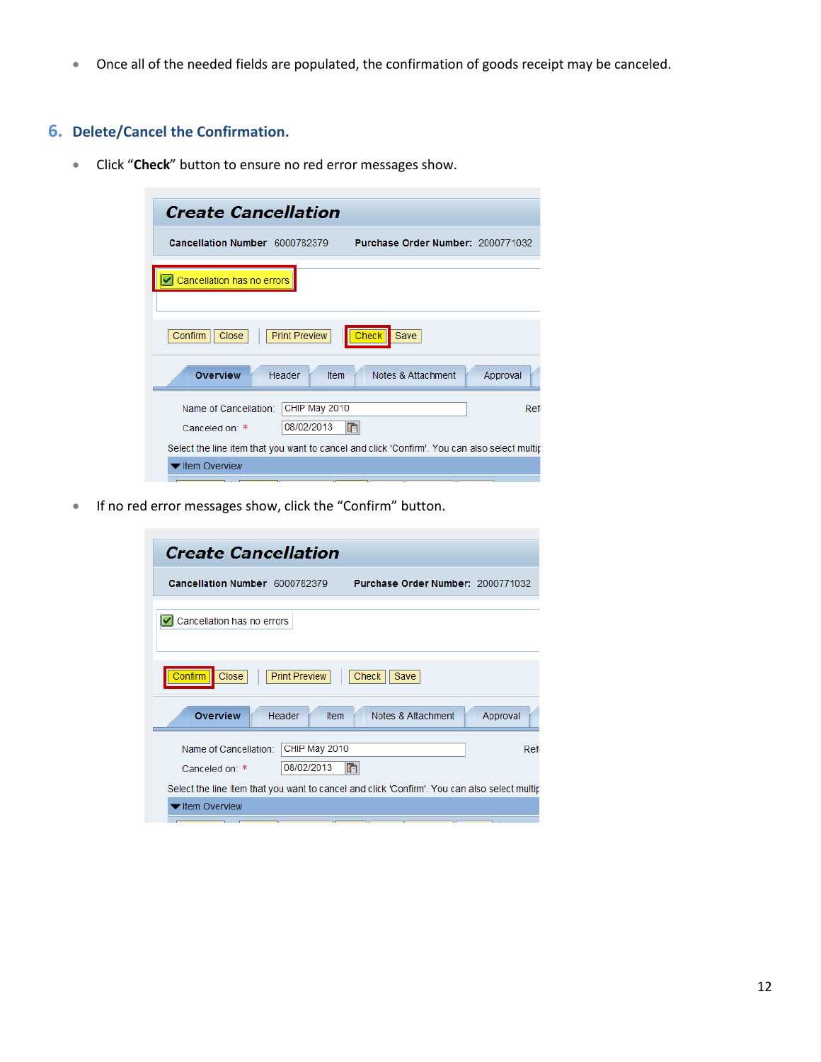- Once all of the needed fields are populated, the confirmation of goods receipt may be canceled.

## 6. Delete/Cancel the Confirmation.

- Click "**Check**" button to ensure no red error messages show.

- If no red error messages show, click the "Confirm" button.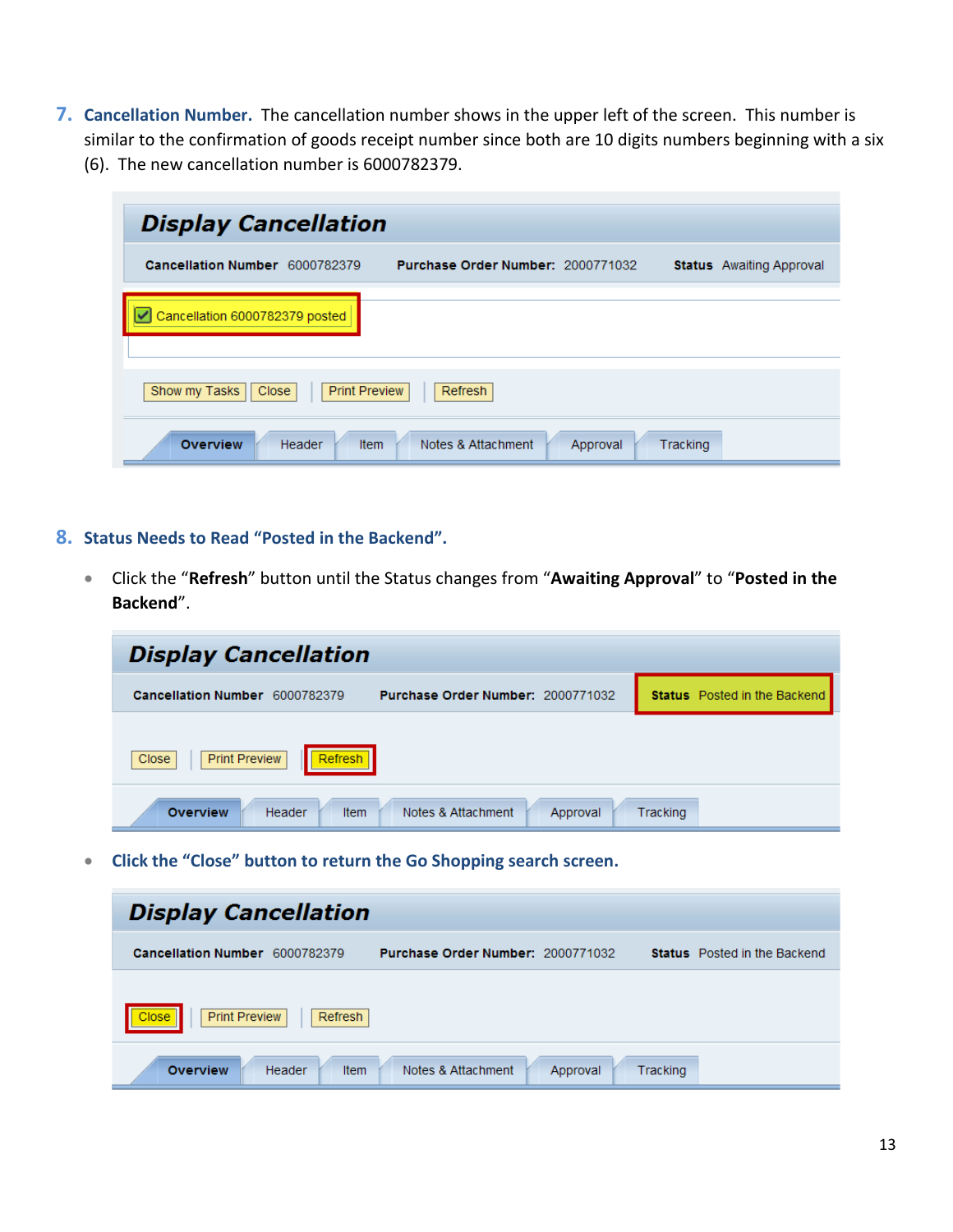7. **Cancellation Number.** The cancellation number shows in the upper left of the screen. This number is similar to the confirmation of goods receipt number since both are 10 digits numbers beginning with a six (6). The new cancellation number is 6000782379.

**Display Cancellation**

Cancellation Number 6000782379 Purchase Order Number: 2000771032 Status Awaiting Approval

Cancellation 6000782379 posted

Show my Tasks | Close | Print Preview | Refresh

Overview | Header | Item | Notes & Attachment | Approval | Tracking

8. **Status Needs to Read "Posted in the Backend".**

- Click the "**Refresh**" button until the Status changes from "**Awaiting Approval**" to "**Posted in the Backend**".

**Display Cancellation**

Cancellation Number 6000782379 Purchase Order Number: 2000771032 Status Posted in the Backend

Close | Print Preview | Refresh

Overview | Header | Item | Notes & Attachment | Approval | Tracking

- **Click the "Close" button to return the Go Shopping search screen.**

**Display Cancellation**

Cancellation Number 6000782379 Purchase Order Number: 2000771032 Status Posted in the Backend

Close | Print Preview | Refresh

Overview | Header | Item | Notes & Attachment | Approval | Tracking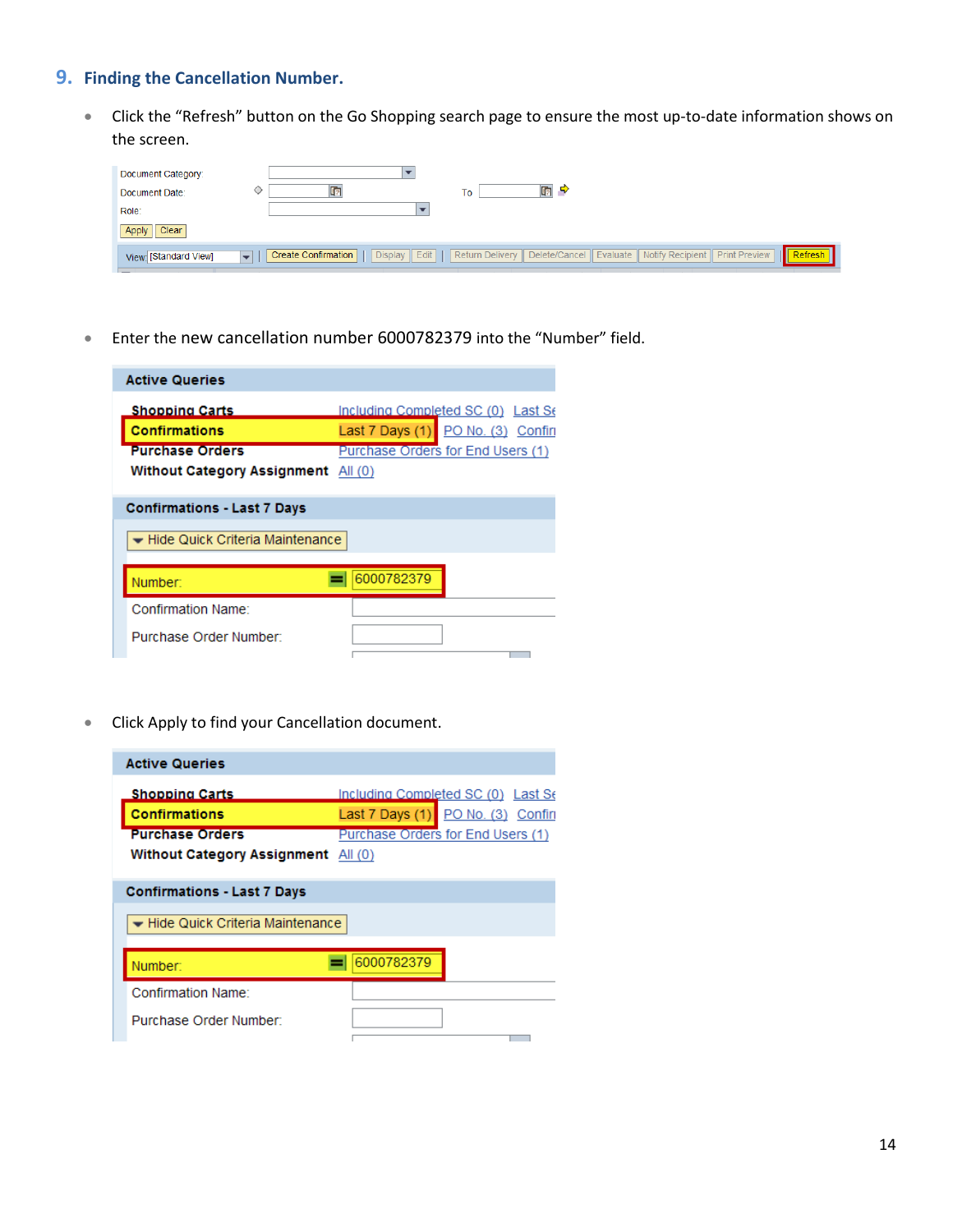## 9. Finding the Cancellation Number.

- Click the "Refresh" button on the Go Shopping search page to ensure the most up-to-date information shows on the screen.

- Enter the new cancellation number 6000782379 into the "Number" field.

- Click Apply to find your Cancellation document.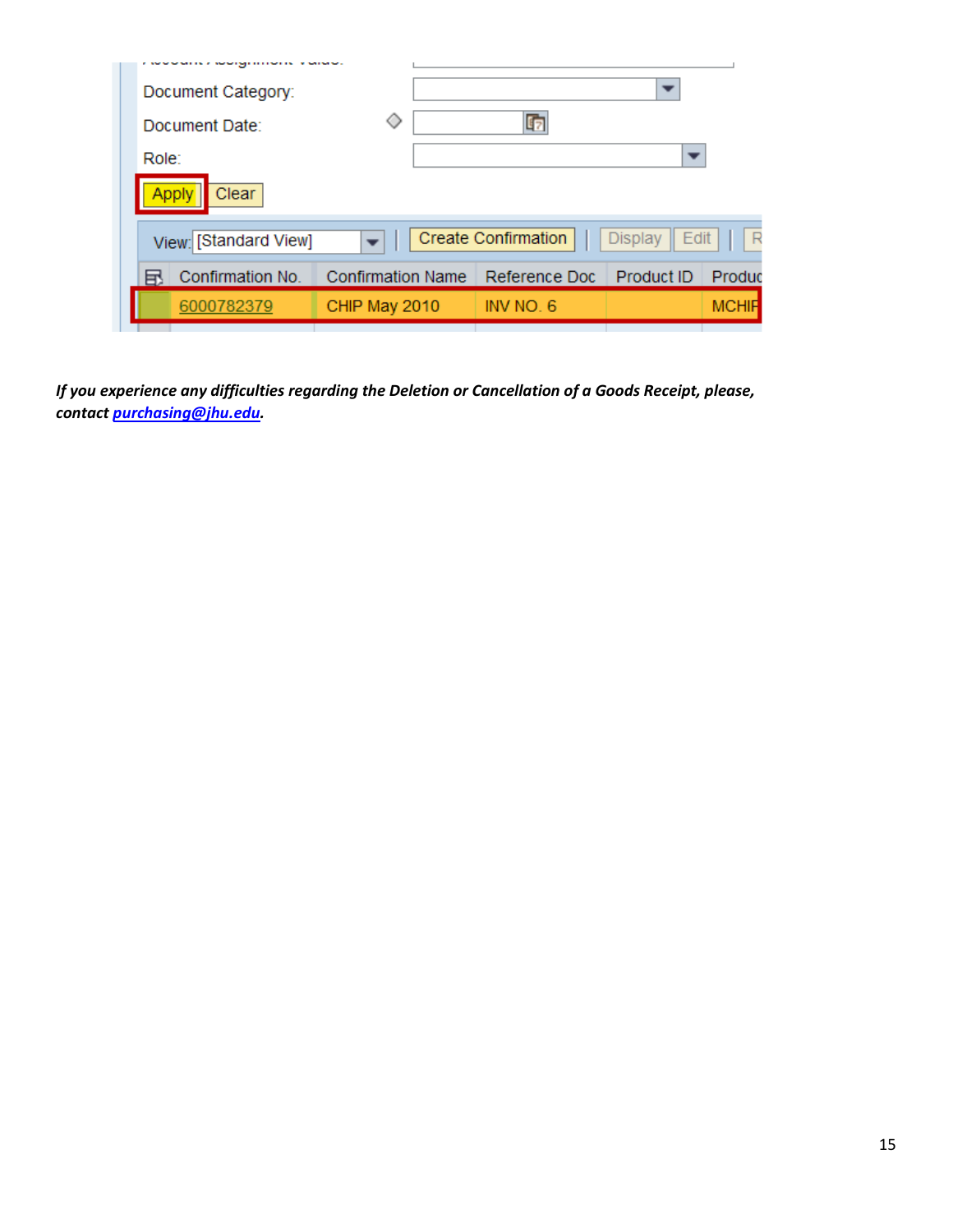*If you experience any difficulties regarding the Deletion or Cancellation of a Goods Receipt, please, contact purchasing@jhu.edu.*